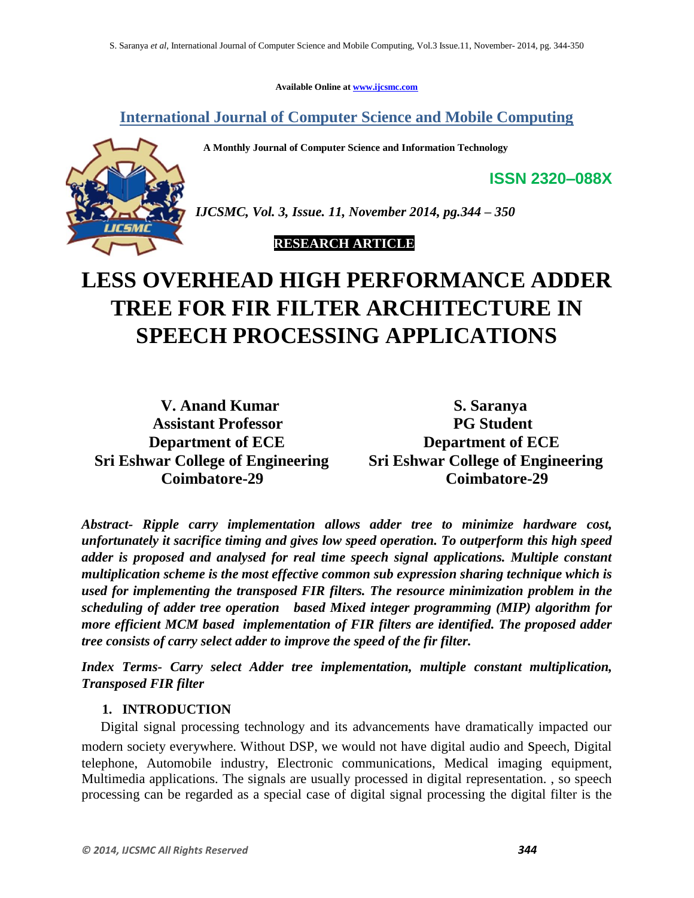Available Online at www.ijcsmc.com

## International Journal of Computer Science and Mobile Computing

**A Monthly Journal of Computer Science and Information Technology**

**ISSN 2320–088X**

***IJCSMC, Vol. 3, Issue. 11, November 2014, pg.344 – 350***

**RESEARCH ARTICLE**

# LESS OVERHEAD HIGH PERFORMANCE ADDER TREE FOR FIR FILTER ARCHITECTURE IN SPEECH PROCESSING APPLICATIONS

**V. Anand Kumar**
**Assistant Professor**
**Department of ECE**
**Sri Eshwar College of Engineering**
**Coimbatore-29**

**S. Saranya**
**PG Student**
**Department of ECE**
**Sri Eshwar College of Engineering**
**Coimbatore-29**

***Abstract- Ripple carry implementation allows adder tree to minimize hardware cost, unfortunately it sacrifice timing and gives low speed operation. To outperform this high speed adder is proposed and analysed for real time speech signal applications. Multiple constant multiplication scheme is the most effective common sub expression sharing technique which is used for implementing the transposed FIR filters. The resource minimization problem in the scheduling of adder tree operation based Mixed integer programming (MIP) algorithm for more efficient MCM based implementation of FIR filters are identified. The proposed adder tree consists of carry select adder to improve the speed of the fir filter.***

***Index Terms- Carry select Adder tree implementation, multiple constant multiplication, Transposed FIR filter***

## 1. INTRODUCTION

Digital signal processing technology and its advancements have dramatically impacted our modern society everywhere. Without DSP, we would not have digital audio and Speech, Digital telephone, Automobile industry, Electronic communications, Medical imaging equipment, Multimedia applications. The signals are usually processed in digital representation. , so speech processing can be regarded as a special case of digital signal processing the digital filter is the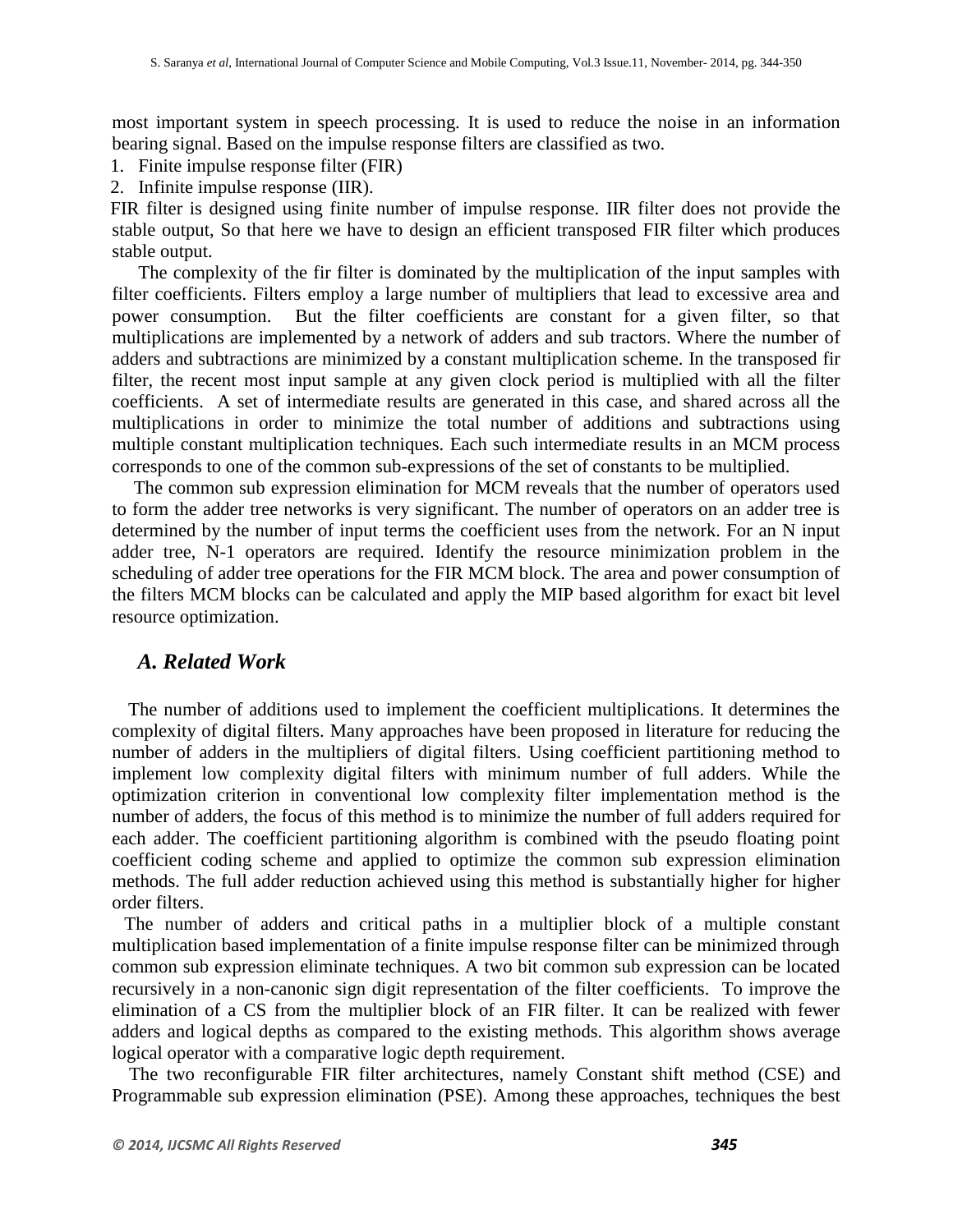most important system in speech processing. It is used to reduce the noise in an information bearing signal. Based on the impulse response filters are classified as two.

1. Finite impulse response filter (FIR)
2. Infinite impulse response (IIR).

FIR filter is designed using finite number of impulse response. IIR filter does not provide the stable output, So that here we have to design an efficient transposed FIR filter which produces stable output.

The complexity of the fir filter is dominated by the multiplication of the input samples with filter coefficients. Filters employ a large number of multipliers that lead to excessive area and power consumption. But the filter coefficients are constant for a given filter, so that multiplications are implemented by a network of adders and sub tractors. Where the number of adders and subtractions are minimized by a constant multiplication scheme. In the transposed fir filter, the recent most input sample at any given clock period is multiplied with all the filter coefficients. A set of intermediate results are generated in this case, and shared across all the multiplications in order to minimize the total number of additions and subtractions using multiple constant multiplication techniques. Each such intermediate results in an MCM process corresponds to one of the common sub-expressions of the set of constants to be multiplied.

The common sub expression elimination for MCM reveals that the number of operators used to form the adder tree networks is very significant. The number of operators on an adder tree is determined by the number of input terms the coefficient uses from the network. For an N input adder tree, N-1 operators are required. Identify the resource minimization problem in the scheduling of adder tree operations for the FIR MCM block. The area and power consumption of the filters MCM blocks can be calculated and apply the MIP based algorithm for exact bit level resource optimization.

### *A. Related Work*

The number of additions used to implement the coefficient multiplications. It determines the complexity of digital filters. Many approaches have been proposed in literature for reducing the number of adders in the multipliers of digital filters. Using coefficient partitioning method to implement low complexity digital filters with minimum number of full adders. While the optimization criterion in conventional low complexity filter implementation method is the number of adders, the focus of this method is to minimize the number of full adders required for each adder. The coefficient partitioning algorithm is combined with the pseudo floating point coefficient coding scheme and applied to optimize the common sub expression elimination methods. The full adder reduction achieved using this method is substantially higher for higher order filters.

The number of adders and critical paths in a multiplier block of a multiple constant multiplication based implementation of a finite impulse response filter can be minimized through common sub expression eliminate techniques. A two bit common sub expression can be located recursively in a non-canonic sign digit representation of the filter coefficients. To improve the elimination of a CS from the multiplier block of an FIR filter. It can be realized with fewer adders and logical depths as compared to the existing methods. This algorithm shows average logical operator with a comparative logic depth requirement.

The two reconfigurable FIR filter architectures, namely Constant shift method (CSE) and Programmable sub expression elimination (PSE). Among these approaches, techniques the best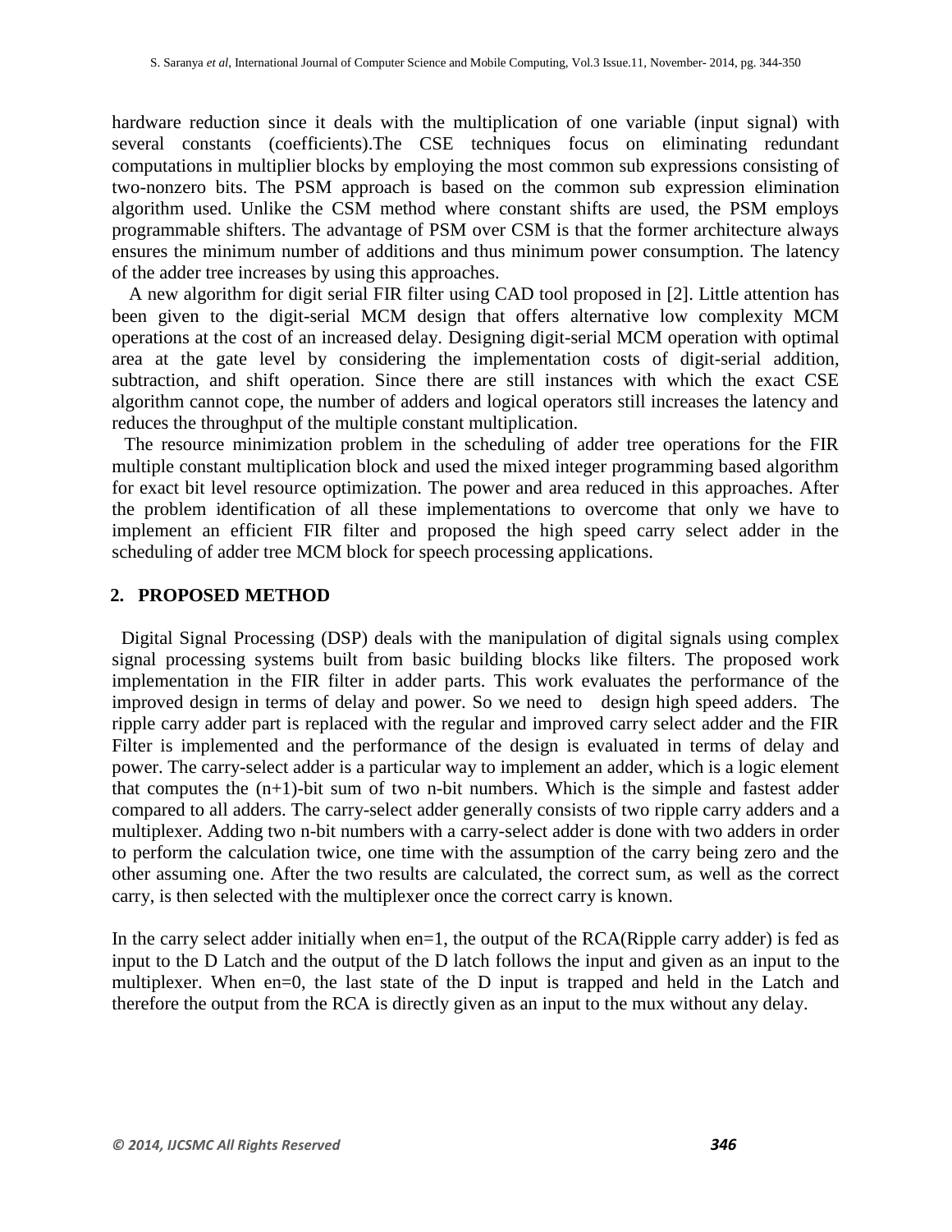hardware reduction since it deals with the multiplication of one variable (input signal) with several constants (coefficients).The CSE techniques focus on eliminating redundant computations in multiplier blocks by employing the most common sub expressions consisting of two-nonzero bits. The PSM approach is based on the common sub expression elimination algorithm used. Unlike the CSM method where constant shifts are used, the PSM employs programmable shifters. The advantage of PSM over CSM is that the former architecture always ensures the minimum number of additions and thus minimum power consumption. The latency of the adder tree increases by using this approaches.

A new algorithm for digit serial FIR filter using CAD tool proposed in [2]. Little attention has been given to the digit-serial MCM design that offers alternative low complexity MCM operations at the cost of an increased delay. Designing digit-serial MCM operation with optimal area at the gate level by considering the implementation costs of digit-serial addition, subtraction, and shift operation. Since there are still instances with which the exact CSE algorithm cannot cope, the number of adders and logical operators still increases the latency and reduces the throughput of the multiple constant multiplication.

The resource minimization problem in the scheduling of adder tree operations for the FIR multiple constant multiplication block and used the mixed integer programming based algorithm for exact bit level resource optimization. The power and area reduced in this approaches. After the problem identification of all these implementations to overcome that only we have to implement an efficient FIR filter and proposed the high speed carry select adder in the scheduling of adder tree MCM block for speech processing applications.

## 2. PROPOSED METHOD

Digital Signal Processing (DSP) deals with the manipulation of digital signals using complex signal processing systems built from basic building blocks like filters. The proposed work implementation in the FIR filter in adder parts. This work evaluates the performance of the improved design in terms of delay and power. So we need to design high speed adders. The ripple carry adder part is replaced with the regular and improved carry select adder and the FIR Filter is implemented and the performance of the design is evaluated in terms of delay and power. The carry-select adder is a particular way to implement an adder, which is a logic element that computes the (n+1)-bit sum of two n-bit numbers. Which is the simple and fastest adder compared to all adders. The carry-select adder generally consists of two ripple carry adders and a multiplexer. Adding two n-bit numbers with a carry-select adder is done with two adders in order to perform the calculation twice, one time with the assumption of the carry being zero and the other assuming one. After the two results are calculated, the correct sum, as well as the correct carry, is then selected with the multiplexer once the correct carry is known.

In the carry select adder initially when en=1, the output of the RCA(Ripple carry adder) is fed as input to the D Latch and the output of the D latch follows the input and given as an input to the multiplexer. When en=0, the last state of the D input is trapped and held in the Latch and therefore the output from the RCA is directly given as an input to the mux without any delay.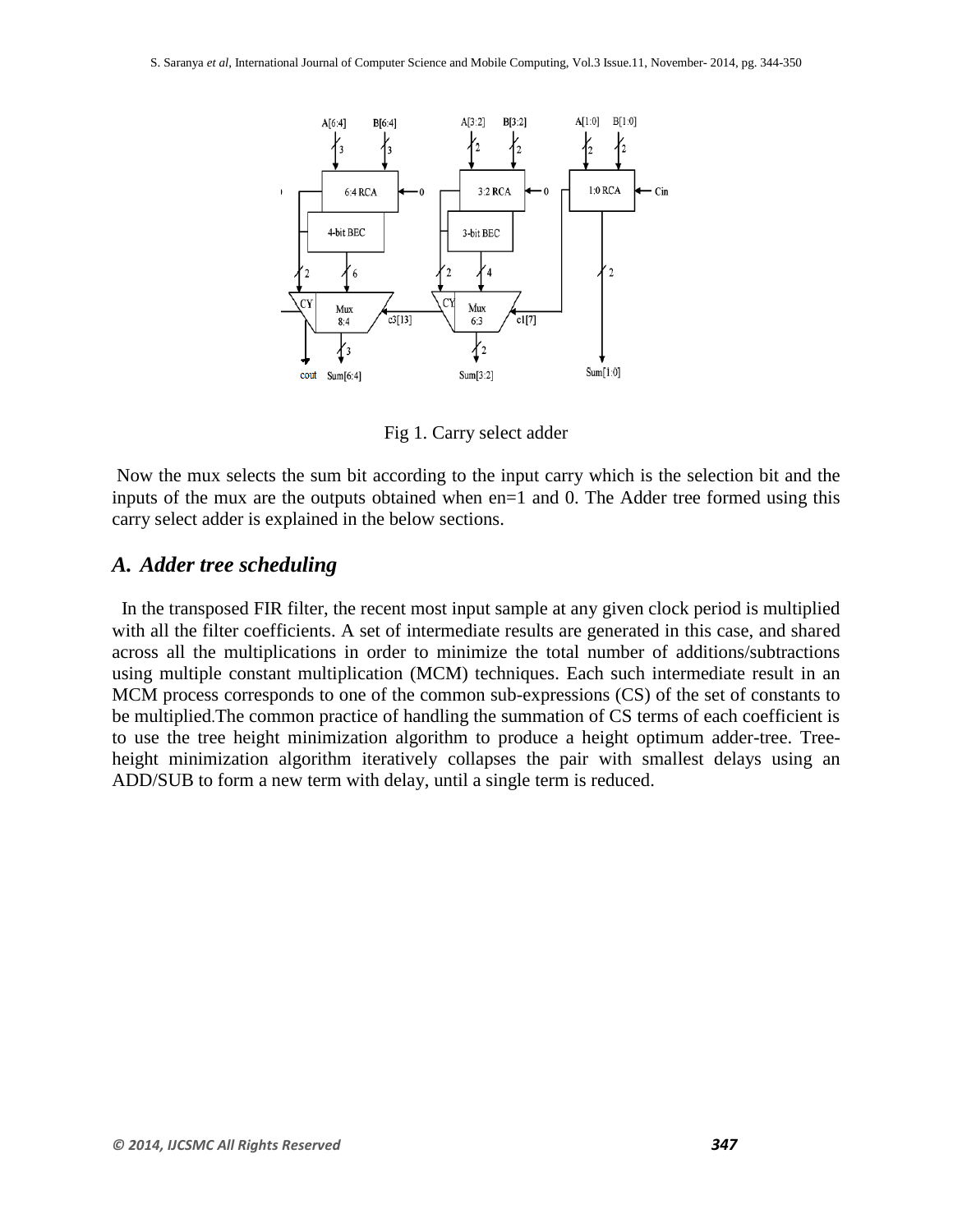Fig 1. Carry select adder

Now the mux selects the sum bit according to the input carry which is the selection bit and the inputs of the mux are the outputs obtained when en=1 and 0. The Adder tree formed using this carry select adder is explained in the below sections.

## *A. Adder tree scheduling*

In the transposed FIR filter, the recent most input sample at any given clock period is multiplied with all the filter coefficients. A set of intermediate results are generated in this case, and shared across all the multiplications in order to minimize the total number of additions/subtractions using multiple constant multiplication (MCM) techniques. Each such intermediate result in an MCM process corresponds to one of the common sub-expressions (CS) of the set of constants to be multiplied.The common practice of handling the summation of CS terms of each coefficient is to use the tree height minimization algorithm to produce a height optimum adder-tree. Tree-height minimization algorithm iteratively collapses the pair with smallest delays using an ADD/SUB to form a new term with delay, until a single term is reduced.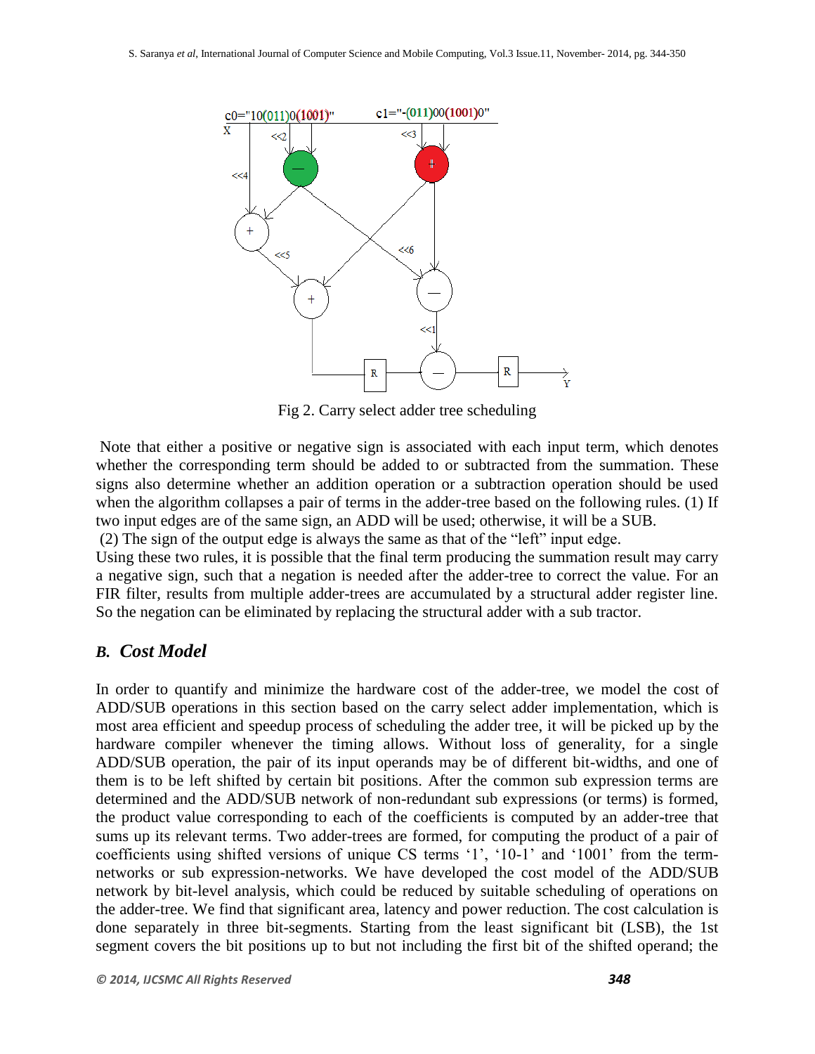Fig 2. Carry select adder tree scheduling

Note that either a positive or negative sign is associated with each input term, which denotes whether the corresponding term should be added to or subtracted from the summation. These signs also determine whether an addition operation or a subtraction operation should be used when the algorithm collapses a pair of terms in the adder-tree based on the following rules. (1) If two input edges are of the same sign, an ADD will be used; otherwise, it will be a SUB.
(2) The sign of the output edge is always the same as that of the "left" input edge.
Using these two rules, it is possible that the final term producing the summation result may carry a negative sign, such that a negation is needed after the adder-tree to correct the value. For an FIR filter, results from multiple adder-trees are accumulated by a structural adder register line. So the negation can be eliminated by replacing the structural adder with a sub tractor.

### *B. Cost Model*

In order to quantify and minimize the hardware cost of the adder-tree, we model the cost of ADD/SUB operations in this section based on the carry select adder implementation, which is most area efficient and speedup process of scheduling the adder tree, it will be picked up by the hardware compiler whenever the timing allows. Without loss of generality, for a single ADD/SUB operation, the pair of its input operands may be of different bit-widths, and one of them is to be left shifted by certain bit positions. After the common sub expression terms are determined and the ADD/SUB network of non-redundant sub expressions (or terms) is formed, the product value corresponding to each of the coefficients is computed by an adder-tree that sums up its relevant terms. Two adder-trees are formed, for computing the product of a pair of coefficients using shifted versions of unique CS terms '1', '10-1' and '1001' from the term-networks or sub expression-networks. We have developed the cost model of the ADD/SUB network by bit-level analysis, which could be reduced by suitable scheduling of operations on the adder-tree. We find that significant area, latency and power reduction. The cost calculation is done separately in three bit-segments. Starting from the least significant bit (LSB), the 1st segment covers the bit positions up to but not including the first bit of the shifted operand; the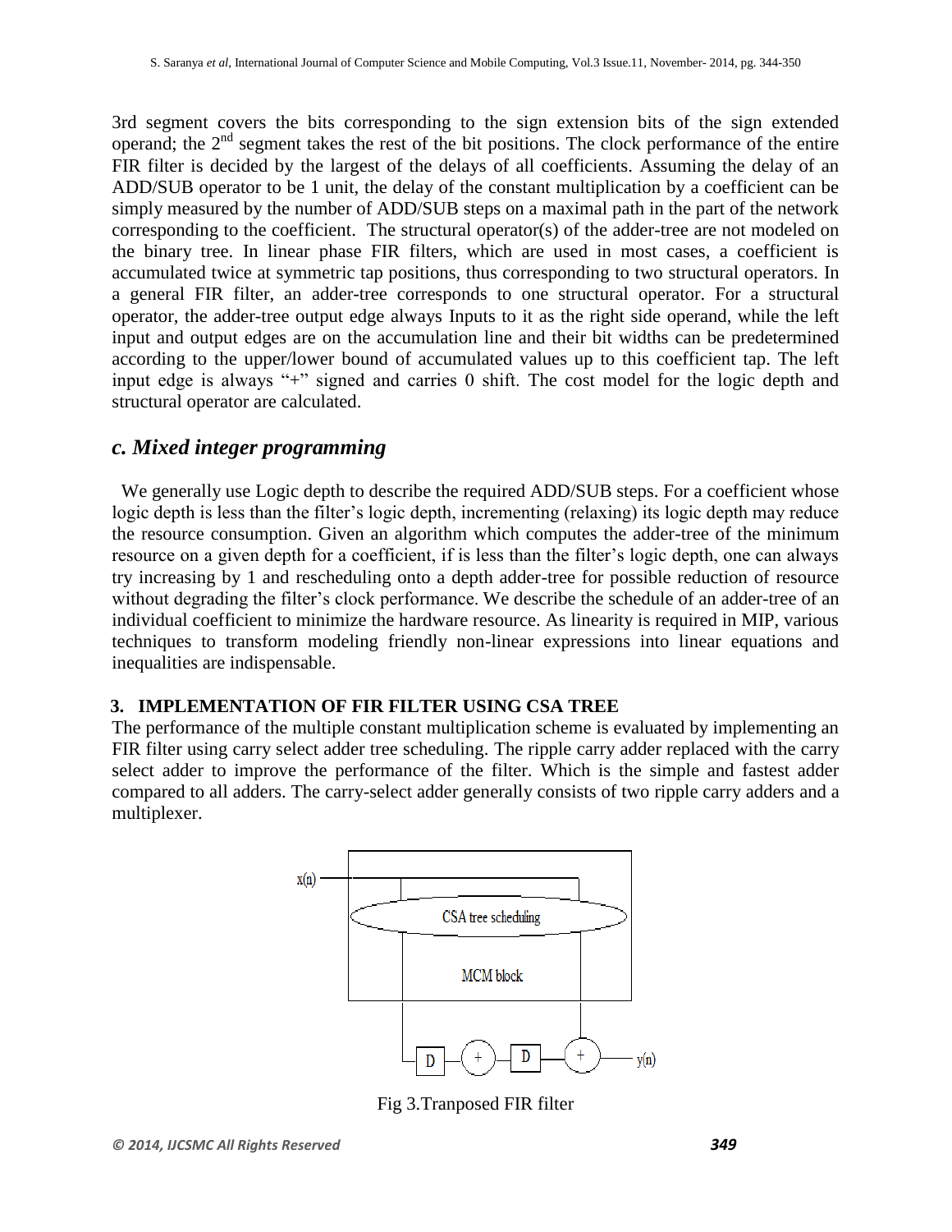3rd segment covers the bits corresponding to the sign extension bits of the sign extended operand; the 2nd segment takes the rest of the bit positions. The clock performance of the entire FIR filter is decided by the largest of the delays of all coefficients. Assuming the delay of an ADD/SUB operator to be 1 unit, the delay of the constant multiplication by a coefficient can be simply measured by the number of ADD/SUB steps on a maximal path in the part of the network corresponding to the coefficient. The structural operator(s) of the adder-tree are not modeled on the binary tree. In linear phase FIR filters, which are used in most cases, a coefficient is accumulated twice at symmetric tap positions, thus corresponding to two structural operators. In a general FIR filter, an adder-tree corresponds to one structural operator. For a structural operator, the adder-tree output edge always Inputs to it as the right side operand, while the left input and output edges are on the accumulation line and their bit widths can be predetermined according to the upper/lower bound of accumulated values up to this coefficient tap. The left input edge is always "+" signed and carries 0 shift. The cost model for the logic depth and structural operator are calculated.

### *c. Mixed integer programming*

We generally use Logic depth to describe the required ADD/SUB steps. For a coefficient whose logic depth is less than the filter's logic depth, incrementing (relaxing) its logic depth may reduce the resource consumption. Given an algorithm which computes the adder-tree of the minimum resource on a given depth for a coefficient, if is less than the filter's logic depth, one can always try increasing by 1 and rescheduling onto a depth adder-tree for possible reduction of resource without degrading the filter's clock performance. We describe the schedule of an adder-tree of an individual coefficient to minimize the hardware resource. As linearity is required in MIP, various techniques to transform modeling friendly non-linear expressions into linear equations and inequalities are indispensable.

## 3. IMPLEMENTATION OF FIR FILTER USING CSA TREE

The performance of the multiple constant multiplication scheme is evaluated by implementing an FIR filter using carry select adder tree scheduling. The ripple carry adder replaced with the carry select adder to improve the performance of the filter. Which is the simple and fastest adder compared to all adders. The carry-select adder generally consists of two ripple carry adders and a multiplexer.

Fig 3.Tranposed FIR filter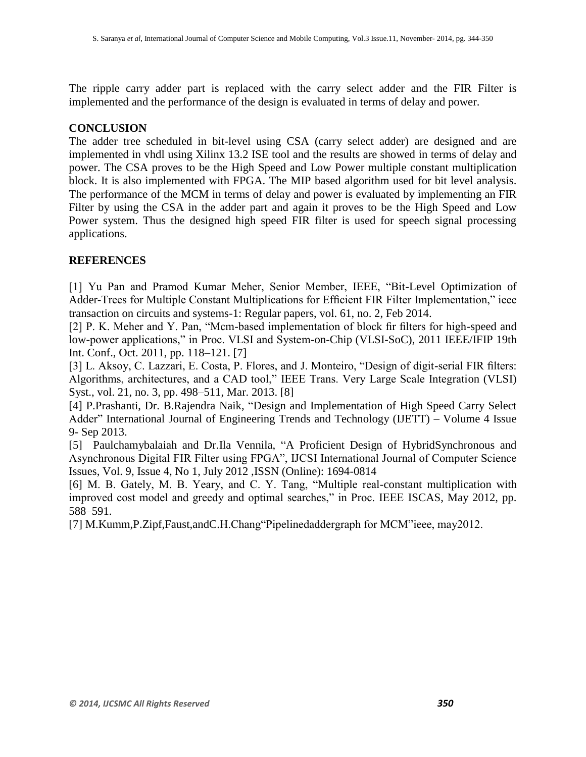The ripple carry adder part is replaced with the carry select adder and the FIR Filter is implemented and the performance of the design is evaluated in terms of delay and power.

## CONCLUSION

The adder tree scheduled in bit-level using CSA (carry select adder) are designed and are implemented in vhdl using Xilinx 13.2 ISE tool and the results are showed in terms of delay and power. The CSA proves to be the High Speed and Low Power multiple constant multiplication block. It is also implemented with FPGA. The MIP based algorithm used for bit level analysis. The performance of the MCM in terms of delay and power is evaluated by implementing an FIR Filter by using the CSA in the adder part and again it proves to be the High Speed and Low Power system. Thus the designed high speed FIR filter is used for speech signal processing applications.

## REFERENCES

[1] Yu Pan and Pramod Kumar Meher, Senior Member, IEEE, "Bit-Level Optimization of Adder-Trees for Multiple Constant Multiplications for Efficient FIR Filter Implementation," ieee transaction on circuits and systems-1: Regular papers, vol. 61, no. 2, Feb 2014.

[2] P. K. Meher and Y. Pan, "Mcm-based implementation of block fir filters for high-speed and low-power applications," in Proc. VLSI and System-on-Chip (VLSI-SoC), 2011 IEEE/IFIP 19th Int. Conf., Oct. 2011, pp. 118–121. [7]

[3] L. Aksoy, C. Lazzari, E. Costa, P. Flores, and J. Monteiro, "Design of digit-serial FIR filters: Algorithms, architectures, and a CAD tool," IEEE Trans. Very Large Scale Integration (VLSI) Syst., vol. 21, no. 3, pp. 498–511, Mar. 2013. [8]

[4] P.Prashanti, Dr. B.Rajendra Naik, "Design and Implementation of High Speed Carry Select Adder" International Journal of Engineering Trends and Technology (IJETT) – Volume 4 Issue 9- Sep 2013.

[5] Paulchamybalaiah and Dr.Ila Vennila, "A Proficient Design of HybridSynchronous and Asynchronous Digital FIR Filter using FPGA", IJCSI International Journal of Computer Science Issues, Vol. 9, Issue 4, No 1, July 2012 ,ISSN (Online): 1694-0814

[6] M. B. Gately, M. B. Yeary, and C. Y. Tang, "Multiple real-constant multiplication with improved cost model and greedy and optimal searches," in Proc. IEEE ISCAS, May 2012, pp. 588–591.

[7] M.Kumm,P.Zipf,Faust,andC.H.Chang"Pipelinedaddergraph for MCM"ieee, may2012.